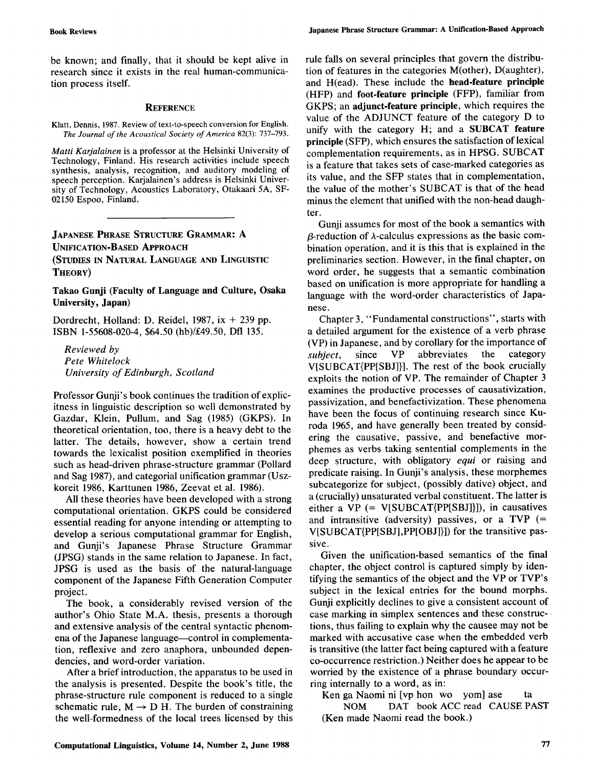be known; and finally, that it should be kept alive in research since it exists in the real human-communication process itself.

### REFERENCE

Klatt, Dennis, 1987. Review of text-to-speech conversion for English. *The Journal of the Acoustical Society of America* 82(3): 737–793.

*Matti Karjalainen* is a professor at the Helsinki University of Technology, Finland. His research activities include speech synthesis, analysis, recognition, and auditory modeling of speech perception. Karjalainen's address is Helsinki University of Technology, Acoustics Laboratory, Otakaari 5A, SF-02150 Espoo, Finland.

---

## JAPANESE PHRASE STRUCTURE GRAMMAR: A UNIFICATION-BASED APPROACH (STUDIES IN NATURAL LANGUAGE AND LINGUISTIC THEORY)

**Takao Gunji (Faculty of Language and Culture, Osaka University, Japan)**

Dordrecht, Holland: D. Reidel, 1987, ix + 239 pp. ISBN 1-55608-020-4, $64.50 (hb)/£49.50, Dfl 135.

*Reviewed by*
*Pete Whitelock*
*University of Edinburgh, Scotland*

Professor Gunji's book continues the tradition of explicitness in linguistic description so well demonstrated by Gazdar, Klein, Pullum, and Sag (1985) (GKPS). In theoretical orientation, too, there is a heavy debt to the latter. The details, however, show a certain trend towards the lexicalist position exemplified in theories such as head-driven phrase-structure grammar (Pollard and Sag 1987), and categorial unification grammar (Uszkoreit 1986, Karttunen 1986, Zeevat et al. 1986).

All these theories have been developed with a strong computational orientation. GKPS could be considered essential reading for anyone intending or attempting to develop a serious computational grammar for English, and Gunji's Japanese Phrase Structure Grammar (JPSG) stands in the same relation to Japanese. In fact, JPSG is used as the basis of the natural-language component of the Japanese Fifth Generation Computer project.

The book, a considerably revised version of the author's Ohio State M.A. thesis, presents a thorough and extensive analysis of the central syntactic phenomena of the Japanese language—control in complementation, reflexive and zero anaphora, unbounded dependencies, and word-order variation.

After a brief introduction, the apparatus to be used in the analysis is presented. Despite the book's title, the phrase-structure rule component is reduced to a single schematic rule, M → D H. The burden of constraining the well-formedness of the local trees licensed by this rule falls on several principles that govern the distribution of features in the categories M(other), D(aughter), and H(ead). These include the **head-feature principle** (HFP) and **foot-feature principle** (FFP), familiar from GKPS; an **adjunct-feature principle**, which requires the value of the ADJUNCT feature of the category D to unify with the category H; and a **SUBCAT feature principle** (SFP), which ensures the satisfaction of lexical complementation requirements, as in HPSG. SUBCAT is a feature that takes sets of case-marked categories as its value, and the SFP states that in complementation, the value of the mother's SUBCAT is that of the head minus the element that unified with the non-head daughter.

Gunji assumes for most of the book a semantics with $\beta$-reduction of $\lambda$-calculus expressions as the basic combination operation, and it is this that is explained in the preliminaries section. However, in the final chapter, on word order, he suggests that a semantic combination based on unification is more appropriate for handling a language with the word-order characteristics of Japanese.

Chapter 3, "Fundamental constructions", starts with a detailed argument for the existence of a verb phrase (VP) in Japanese, and by corollary for the importance of *subject*, since VP abbreviates the category V[SUBCAT{PP[SBJ]}]. The rest of the book crucially exploits the notion of VP. The remainder of Chapter 3 examines the productive processes of causativization, passivization, and benefactivization. These phenomena have been the focus of continuing research since Kuroda 1965, and have generally been treated by considering the causative, passive, and benefactive morphemes as verbs taking sentential complements in the deep structure, with obligatory *equi* or raising and predicate raising. In Gunji's analysis, these morphemes subcategorize for subject, (possibly dative) object, and a (crucially) unsaturated verbal constituent. The latter is either a VP (= V[SUBCAT{PP[SBJ]}]), in causatives and intransitive (adversity) passives, or a TVP (= V[SUBCAT{PP[SBJ],PP[OBJ]}]) for the transitive passive.

Given the unification-based semantics of the final chapter, the object control is captured simply by identifying the semantics of the object and the VP or TVP's subject in the lexical entries for the bound morphs. Gunji explicitly declines to give a consistent account of case marking in simplex sentences and these constructions, thus failing to explain why the causee may not be marked with accusative case when the embedded verb is transitive (the latter fact being captured with a feature co-occurrence restriction.) Neither does he appear to be worried by the existence of a phrase boundary occurring internally to a word, as in:

Ken ga Naomi ni [vp hon wo yom] ase ta
NOM DAT book ACC read CAUSE PAST
(Ken made Naomi read the book.)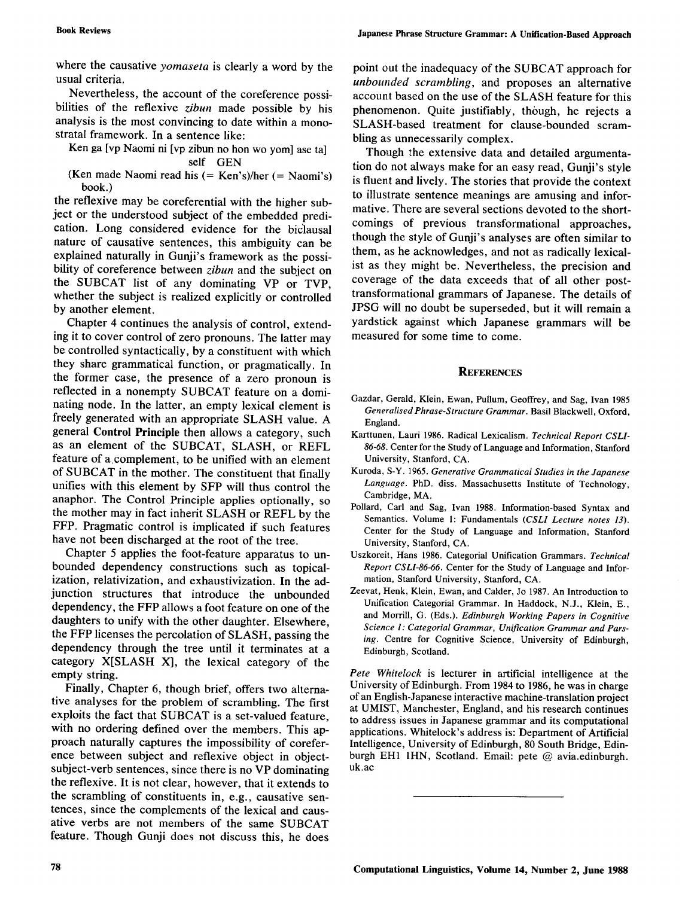where the causative *yomaseta* is clearly a word by the usual criteria.

Nevertheless, the account of the coreference possibilities of the reflexive *zibun* made possible by his analysis is the most convincing to date within a monostratal framework. In a sentence like:

Ken ga [vp Naomi ni [vp zibun no hon wo yom] ase ta]
self GEN

(Ken made Naomi read his (= Ken's)/her (= Naomi's) book.)

the reflexive may be coreferential with the higher subject or the understood subject of the embedded predication. Long considered evidence for the biclausal nature of causative sentences, this ambiguity can be explained naturally in Gunji's framework as the possibility of coreference between *zibun* and the subject on the SUBCAT list of any dominating VP or TVP, whether the subject is realized explicitly or controlled by another element.

Chapter 4 continues the analysis of control, extending it to cover control of zero pronouns. The latter may be controlled syntactically, by a constituent with which they share grammatical function, or pragmatically. In the former case, the presence of a zero pronoun is reflected in a nonempty SUBCAT feature on a dominating node. In the latter, an empty lexical element is freely generated with an appropriate SLASH value. A general **Control Principle** then allows a category, such as an element of the SUBCAT, SLASH, or REFL feature of a complement, to be unified with an element of SUBCAT in the mother. The constituent that finally unifies with this element by SFP will thus control the anaphor. The Control Principle applies optionally, so the mother may in fact inherit SLASH or REFL by the FFP. Pragmatic control is implicated if such features have not been discharged at the root of the tree.

Chapter 5 applies the foot-feature apparatus to unbounded dependency constructions such as topicalization, relativization, and exhaustivization. In the adjunction structures that introduce the unbounded dependency, the FFP allows a foot feature on one of the daughters to unify with the other daughter. Elsewhere, the FFP licenses the percolation of SLASH, passing the dependency through the tree until it terminates at a category X[SLASH X], the lexical category of the empty string.

Finally, Chapter 6, though brief, offers two alternative analyses for the problem of scrambling. The first exploits the fact that SUBCAT is a set-valued feature, with no ordering defined over the members. This approach naturally captures the impossibility of coreference between subject and reflexive object in object-subject-verb sentences, since there is no VP dominating the reflexive. It is not clear, however, that it extends to the scrambling of constituents in, e.g., causative sentences, since the complements of the lexical and causative verbs are not members of the same SUBCAT feature. Though Gunji does not discuss this, he does point out the inadequacy of the SUBCAT approach for *unbounded scrambling*, and proposes an alternative account based on the use of the SLASH feature for this phenomenon. Quite justifiably, though, he rejects a SLASH-based treatment for clause-bounded scrambling as unnecessarily complex.

Though the extensive data and detailed argumentation do not always make for an easy read, Gunji's style is fluent and lively. The stories that provide the context to illustrate sentence meanings are amusing and informative. There are several sections devoted to the shortcomings of previous transformational approaches, though the style of Gunji's analyses are often similar to them, as he acknowledges, and not as radically lexicalist as they might be. Nevertheless, the precision and coverage of the data exceeds that of all other post-transformational grammars of Japanese. The details of JPSG will no doubt be superseded, but it will remain a yardstick against which Japanese grammars will be measured for some time to come.

## References

Gazdar, Gerald, Klein, Ewan, Pullum, Geoffrey, and Sag, Ivan 1985 *Generalised Phrase-Structure Grammar*. Basil Blackwell, Oxford, England.

Karttunen, Lauri 1986. Radical Lexicalism. *Technical Report CSLI-86-68*. Center for the Study of Language and Information, Stanford University, Stanford, CA.

Kuroda, S-Y. 1965. *Generative Grammatical Studies in the Japanese Language*. PhD. diss. Massachusetts Institute of Technology, Cambridge, MA.

Pollard, Carl and Sag, Ivan 1988. Information-based Syntax and Semantics. Volume 1: Fundamentals (*CSLI Lecture notes 13*). Center for the Study of Language and Information, Stanford University, Stanford, CA.

Uszkoreit, Hans 1986. Categorial Unification Grammars. *Technical Report CSLI-86-66*. Center for the Study of Language and Information, Stanford University, Stanford, CA.

Zeevat, Henk, Klein, Ewan, and Calder, Jo 1987. An Introduction to Unification Categorial Grammar. In Haddock, N.J., Klein, E., and Morrill, G. (Eds.). *Edinburgh Working Papers in Cognitive Science 1: Categorial Grammar, Unification Grammar and Parsing*. Centre for Cognitive Science, University of Edinburgh, Edinburgh, Scotland.

*Pete Whitelock* is lecturer in artificial intelligence at the University of Edinburgh. From 1984 to 1986, he was in charge of an English-Japanese interactive machine-translation project at UMIST, Manchester, England, and his research continues to address issues in Japanese grammar and its computational applications. Whitelock's address is: Department of Artificial Intelligence, University of Edinburgh, 80 South Bridge, Edinburgh EH1 1HN, Scotland. Email: pete @ avia.edinburgh.uk.ac